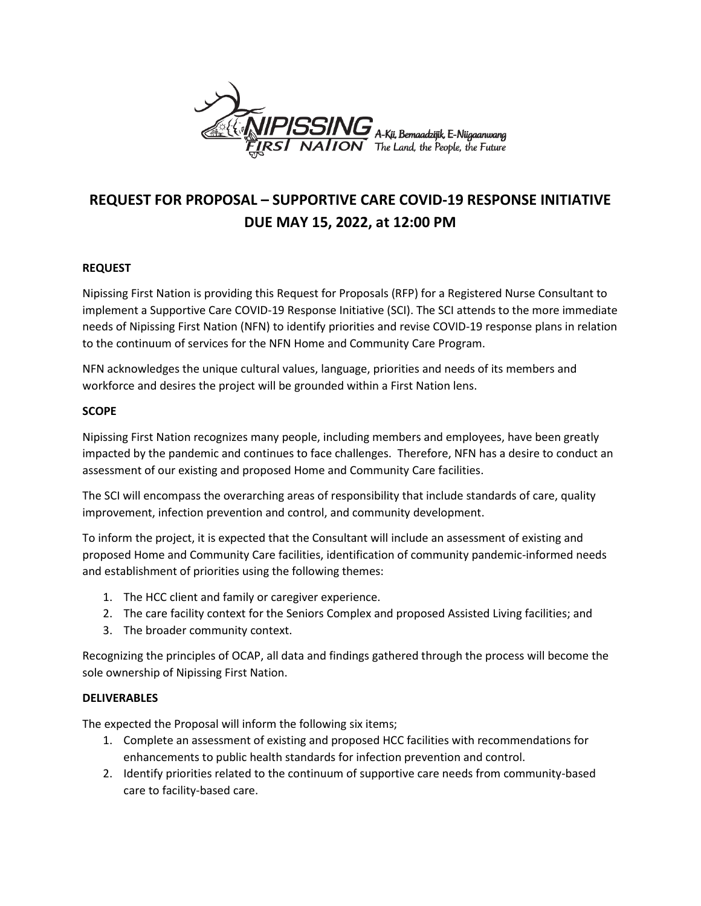NIPISSING FIRST NATION A-Kii, Bemaadzijik, E-Niigaanwang The Land, the People, the Future

# REQUEST FOR PROPOSAL – SUPPORTIVE CARE COVID-19 RESPONSE INITIATIVE DUE MAY 15, 2022, at 12:00 PM

**REQUEST**

Nipissing First Nation is providing this Request for Proposals (RFP) for a Registered Nurse Consultant to implement a Supportive Care COVID-19 Response Initiative (SCI). The SCI attends to the more immediate needs of Nipissing First Nation (NFN) to identify priorities and revise COVID-19 response plans in relation to the continuum of services for the NFN Home and Community Care Program.

NFN acknowledges the unique cultural values, language, priorities and needs of its members and workforce and desires the project will be grounded within a First Nation lens.

**SCOPE**

Nipissing First Nation recognizes many people, including members and employees, have been greatly impacted by the pandemic and continues to face challenges. Therefore, NFN has a desire to conduct an assessment of our existing and proposed Home and Community Care facilities.

The SCI will encompass the overarching areas of responsibility that include standards of care, quality improvement, infection prevention and control, and community development.

To inform the project, it is expected that the Consultant will include an assessment of existing and proposed Home and Community Care facilities, identification of community pandemic-informed needs and establishment of priorities using the following themes:

1. The HCC client and family or caregiver experience.
2. The care facility context for the Seniors Complex and proposed Assisted Living facilities; and
3. The broader community context.

Recognizing the principles of OCAP, all data and findings gathered through the process will become the sole ownership of Nipissing First Nation.

**DELIVERABLES**

The expected the Proposal will inform the following six items;

1. Complete an assessment of existing and proposed HCC facilities with recommendations for enhancements to public health standards for infection prevention and control.
2. Identify priorities related to the continuum of supportive care needs from community-based care to facility-based care.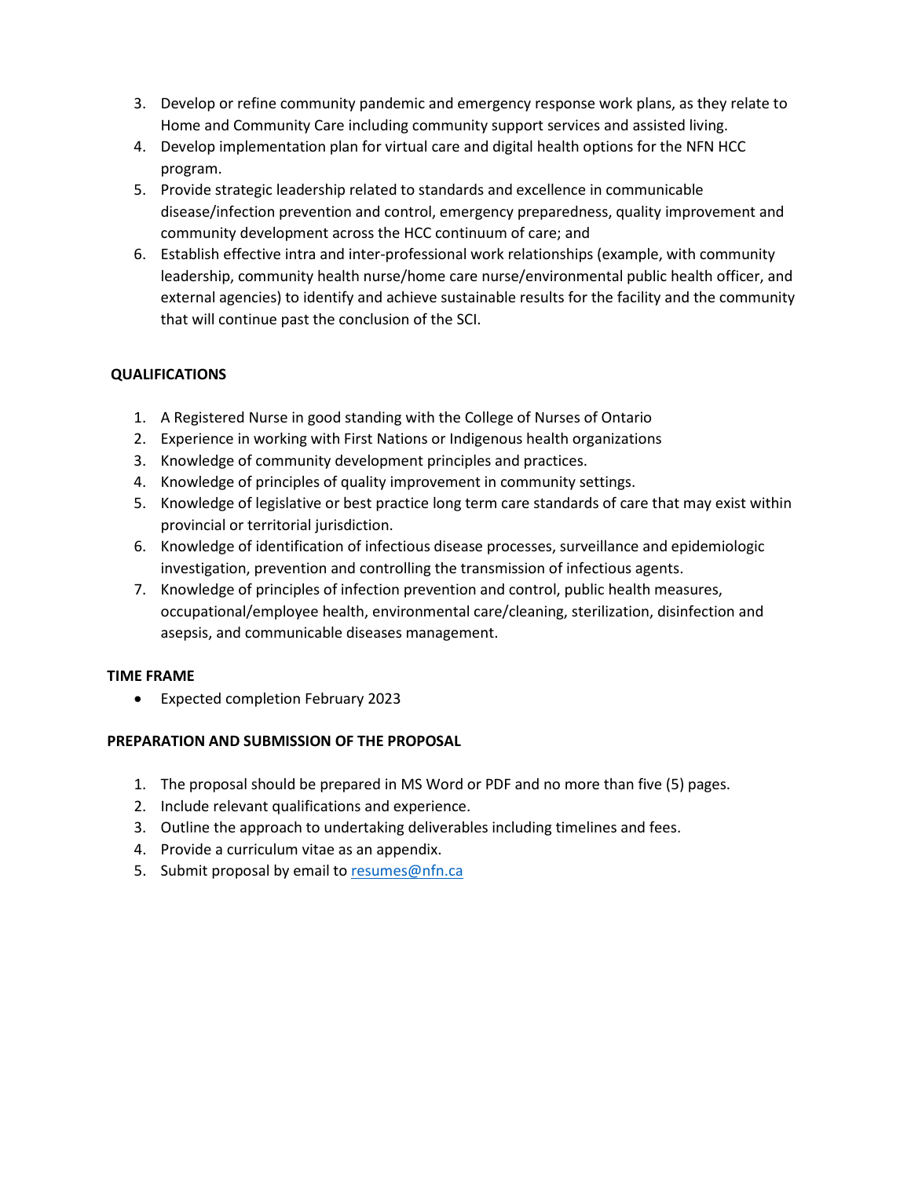3. Develop or refine community pandemic and emergency response work plans, as they relate to Home and Community Care including community support services and assisted living.
4. Develop implementation plan for virtual care and digital health options for the NFN HCC program.
5. Provide strategic leadership related to standards and excellence in communicable disease/infection prevention and control, emergency preparedness, quality improvement and community development across the HCC continuum of care; and
6. Establish effective intra and inter-professional work relationships (example, with community leadership, community health nurse/home care nurse/environmental public health officer, and external agencies) to identify and achieve sustainable results for the facility and the community that will continue past the conclusion of the SCI.

**QUALIFICATIONS**

1. A Registered Nurse in good standing with the College of Nurses of Ontario
2. Experience in working with First Nations or Indigenous health organizations
3. Knowledge of community development principles and practices.
4. Knowledge of principles of quality improvement in community settings.
5. Knowledge of legislative or best practice long term care standards of care that may exist within provincial or territorial jurisdiction.
6. Knowledge of identification of infectious disease processes, surveillance and epidemiologic investigation, prevention and controlling the transmission of infectious agents.
7. Knowledge of principles of infection prevention and control, public health measures, occupational/employee health, environmental care/cleaning, sterilization, disinfection and asepsis, and communicable diseases management.

**TIME FRAME**

- Expected completion February 2023

**PREPARATION AND SUBMISSION OF THE PROPOSAL**

1. The proposal should be prepared in MS Word or PDF and no more than five (5) pages.
2. Include relevant qualifications and experience.
3. Outline the approach to undertaking deliverables including timelines and fees.
4. Provide a curriculum vitae as an appendix.
5. Submit proposal by email to resumes@nfn.ca